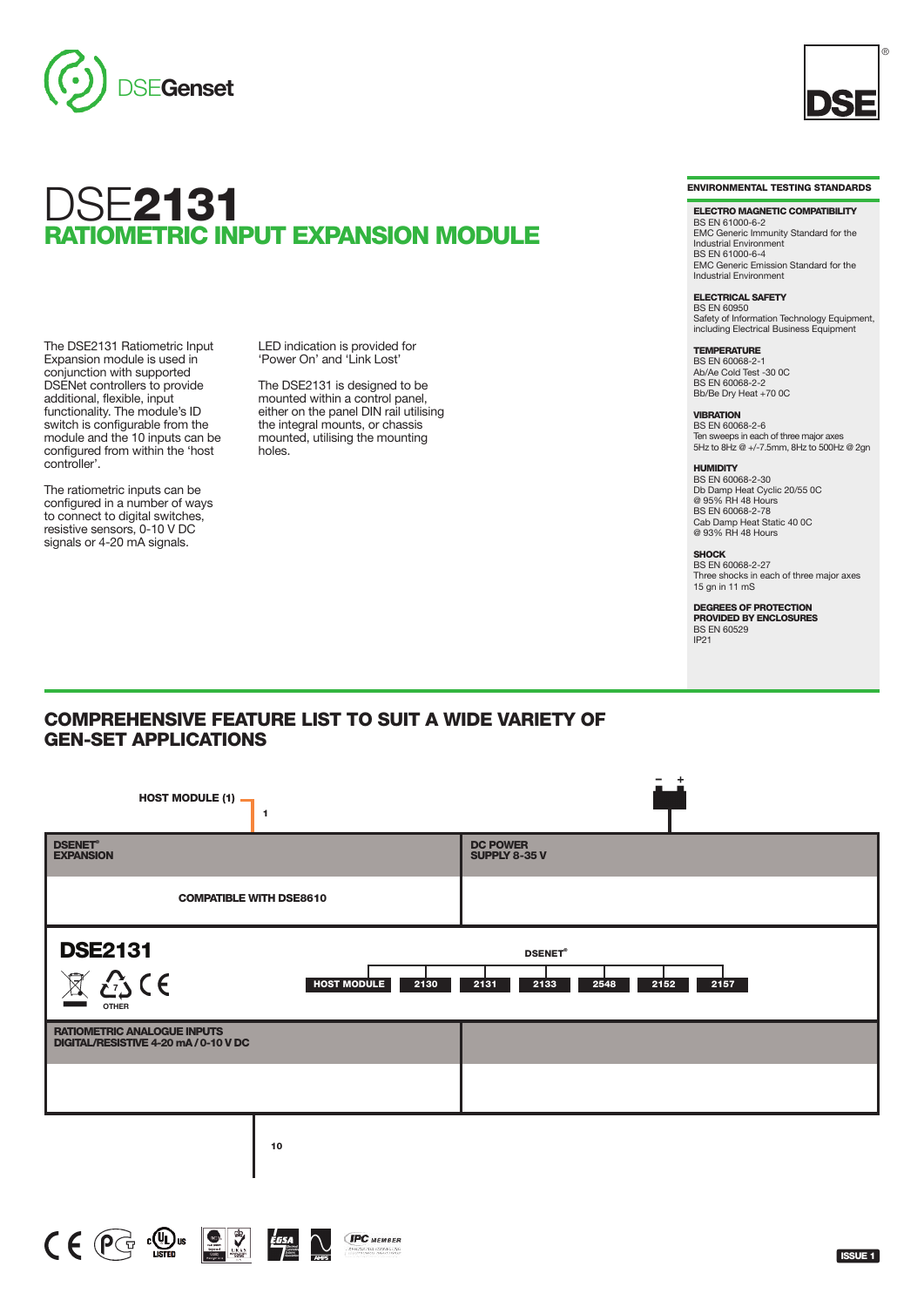DSEGenset

# DSE2131
## RATIOMETRIC INPUT EXPANSION MODULE

The DSE2131 Ratiometric Input Expansion module is used in conjunction with supported DSENet controllers to provide additional, flexible, input functionality. The module's ID switch is configurable from the module and the 10 inputs can be configured from within the 'host controller'.

The ratiometric inputs can be configured in a number of ways to connect to digital switches, resistive sensors, 0-10 V DC signals or 4-20 mA signals.

LED indication is provided for 'Power On' and 'Link Lost'

The DSE2131 is designed to be mounted within a control panel, either on the panel DIN rail utilising the integral mounts, or chassis mounted, utilising the mounting holes.

### ENVIRONMENTAL TESTING STANDARDS

**ELECTRO MAGNETIC COMPATIBILITY**
BS EN 61000-6-2
EMC Generic Immunity Standard for the Industrial Environment
BS EN 61000-6-4
EMC Generic Emission Standard for the Industrial Environment

**ELECTRICAL SAFETY**
BS EN 60950
Safety of Information Technology Equipment, including Electrical Business Equipment

**TEMPERATURE**
BS EN 60068-2-1
Ab/Ae Cold Test -30 0C
BS EN 60068-2-2
Bb/Be Dry Heat +70 0C

**VIBRATION**
BS EN 60068-2-6
Ten sweeps in each of three major axes
5Hz to 8Hz @ +/-7.5mm, 8Hz to 500Hz @ 2gn

**HUMIDITY**
BS EN 60068-2-30
Db Damp Heat Cyclic 20/55 0C
@ 95% RH 48 Hours
BS EN 60068-2-78
Cab Damp Heat Static 40 0C
@ 93% RH 48 Hours

**SHOCK**
BS EN 60068-2-27
Three shocks in each of three major axes
15 gn in 11 mS

**DEGREES OF PROTECTION PROVIDED BY ENCLOSURES**
BS EN 60529
IP21

## COMPREHENSIVE FEATURE LIST TO SUIT A WIDE VARIETY OF GEN-SET APPLICATIONS

HOST MODULE (1) — 1

| DSENET® EXPANSION | DC POWER SUPPLY 8-35 V |
|---|---|
| COMPATIBLE WITH DSE8610 | |

**DSE2131**

OTHER

DSENET®: HOST MODULE | 2130 | 2131 | 2133 | 2548 | 2152 | 2157

| RATIOMETRIC ANALOGUE INPUTS DIGITAL/RESISTIVE 4-20 mA / 0-10 V DC | |
|---|---|
| | |

10

ISSUE 1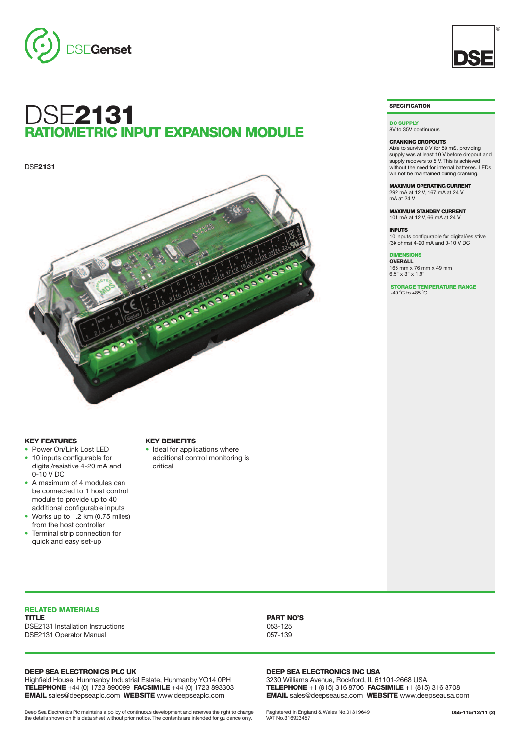DSEGenset

# DSE2131
## RATIOMETRIC INPUT EXPANSION MODULE

DSE**2131**

### KEY FEATURES

- Power On/Link Lost LED
- 10 inputs configurable for digital/resistive 4-20 mA and 0-10 V DC
- A maximum of 4 modules can be connected to 1 host control module to provide up to 40 additional configurable inputs
- Works up to 1.2 km (0.75 miles) from the host controller
- Terminal strip connection for quick and easy set-up

### KEY BENEFITS

- Ideal for applications where additional control monitoring is critical

### SPECIFICATION

**DC SUPPLY**
8V to 35V continuous

**CRANKING DROPOUTS**
Able to survive 0 V for 50 mS, providing supply was at least 10 V before dropout and supply recovers to 5 V. This is achieved without the need for internal batteries. LEDs will not be maintained during cranking.

**MAXIMUM OPERATING CURRENT**
292 mA at 12 V, 167 mA at 24 V
mA at 24 V

**MAXIMUM STANDBY CURRENT**
101 mA at 12 V, 66 mA at 24 V

**INPUTS**
10 inputs configurable for digital/resistive (3k ohms) 4-20 mA and 0-10 V DC

**DIMENSIONS**
**OVERALL**
165 mm x 76 mm x 49 mm
6.5" x 3" x 1.9"

**STORAGE TEMPERATURE RANGE**
-40 °C to +85 °C

### RELATED MATERIALS

| TITLE | PART NO'S |
| --- | --- |
| DSE2131 Installation Instructions | 053-125 |
| DSE2131 Operator Manual | 057-139 |

**DEEP SEA ELECTRONICS PLC UK**
Highfield House, Hunmanby Industrial Estate, Hunmanby YO14 0PH
**TELEPHONE** +44 (0) 1723 890099 **FACSIMILE** +44 (0) 1723 893303
**EMAIL** sales@deepseaplc.com **WEBSITE** www.deepseaplc.com

**DEEP SEA ELECTRONICS INC USA**
3230 Williams Avenue, Rockford, IL 61101-2668 USA
**TELEPHONE** +1 (815) 316 8706 **FACSIMILE** +1 (815) 316 8708
**EMAIL** sales@deepseausa.com **WEBSITE** www.deepseausa.com

Deep Sea Electronics Plc maintains a policy of continuous development and reserves the right to change the details shown on this data sheet without prior notice. The contents are intended for guidance only.

Registered in England & Wales No.01319649
VAT No.316923457

**055-115/12/11 (2)**